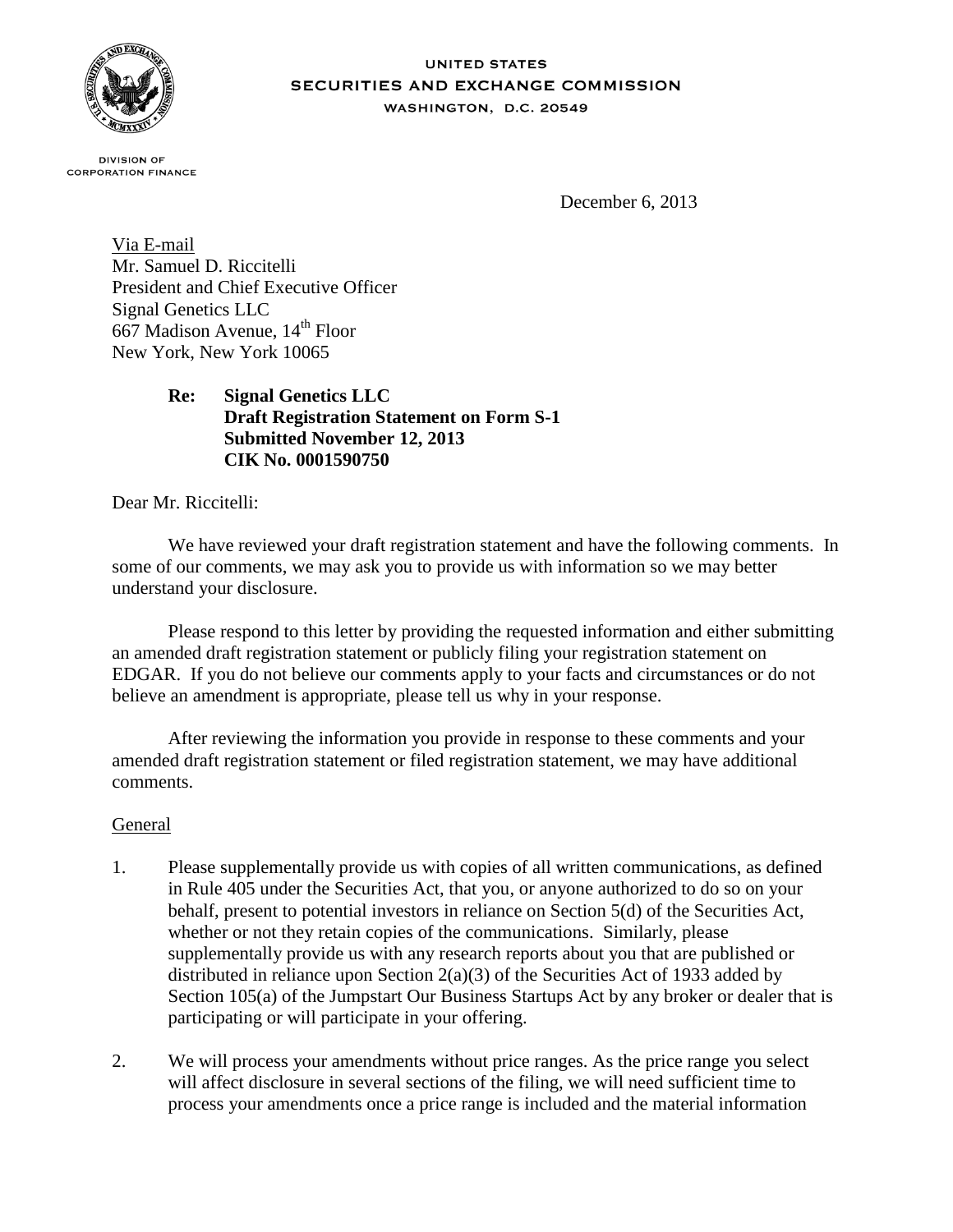UNITED STATES
SECURITIES AND EXCHANGE COMMISSION
WASHINGTON, D.C. 20549

DIVISION OF
CORPORATION FINANCE

December 6, 2013

Via E-mail
Mr. Samuel D. Riccitelli
President and Chief Executive Officer
Signal Genetics LLC
667 Madison Avenue, 14th Floor
New York, New York 10065

> **Re: Signal Genetics LLC**
> **Draft Registration Statement on Form S-1**
> **Submitted November 12, 2013**
> **CIK No. 0001590750**

Dear Mr. Riccitelli:

We have reviewed your draft registration statement and have the following comments. In some of our comments, we may ask you to provide us with information so we may better understand your disclosure.

Please respond to this letter by providing the requested information and either submitting an amended draft registration statement or publicly filing your registration statement on EDGAR. If you do not believe our comments apply to your facts and circumstances or do not believe an amendment is appropriate, please tell us why in your response.

After reviewing the information you provide in response to these comments and your amended draft registration statement or filed registration statement, we may have additional comments.

General

1. Please supplementally provide us with copies of all written communications, as defined in Rule 405 under the Securities Act, that you, or anyone authorized to do so on your behalf, present to potential investors in reliance on Section 5(d) of the Securities Act, whether or not they retain copies of the communications. Similarly, please supplementally provide us with any research reports about you that are published or distributed in reliance upon Section 2(a)(3) of the Securities Act of 1933 added by Section 105(a) of the Jumpstart Our Business Startups Act by any broker or dealer that is participating or will participate in your offering.

2. We will process your amendments without price ranges. As the price range you select will affect disclosure in several sections of the filing, we will need sufficient time to process your amendments once a price range is included and the material information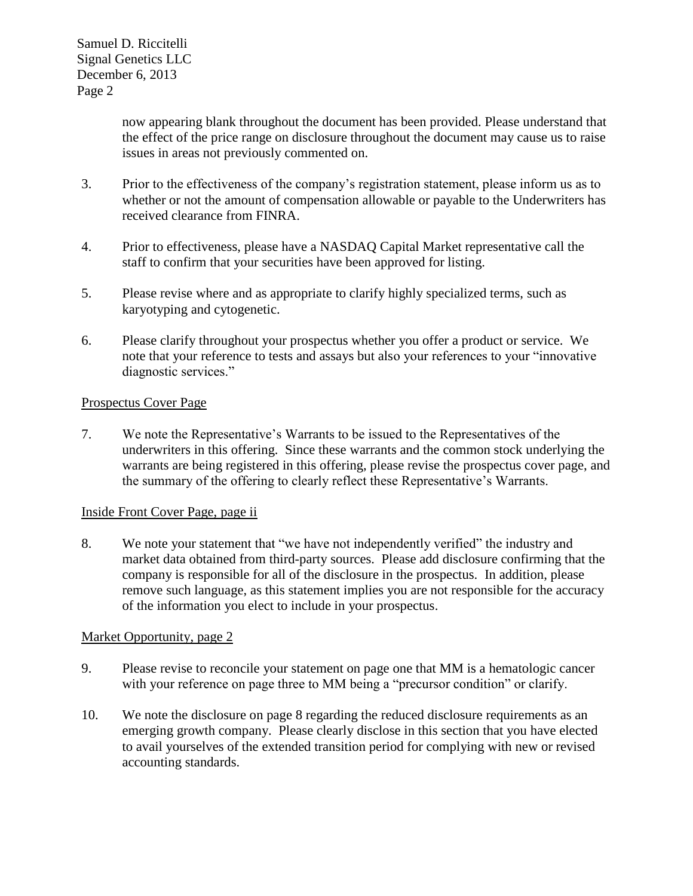now appearing blank throughout the document has been provided. Please understand that the effect of the price range on disclosure throughout the document may cause us to raise issues in areas not previously commented on.

3. Prior to the effectiveness of the company's registration statement, please inform us as to whether or not the amount of compensation allowable or payable to the Underwriters has received clearance from FINRA.

4. Prior to effectiveness, please have a NASDAQ Capital Market representative call the staff to confirm that your securities have been approved for listing.

5. Please revise where and as appropriate to clarify highly specialized terms, such as karyotyping and cytogenetic.

6. Please clarify throughout your prospectus whether you offer a product or service. We note that your reference to tests and assays but also your references to your "innovative diagnostic services."

<u>Prospectus Cover Page</u>

7. We note the Representative's Warrants to be issued to the Representatives of the underwriters in this offering. Since these warrants and the common stock underlying the warrants are being registered in this offering, please revise the prospectus cover page, and the summary of the offering to clearly reflect these Representative's Warrants.

<u>Inside Front Cover Page, page ii</u>

8. We note your statement that "we have not independently verified" the industry and market data obtained from third-party sources. Please add disclosure confirming that the company is responsible for all of the disclosure in the prospectus. In addition, please remove such language, as this statement implies you are not responsible for the accuracy of the information you elect to include in your prospectus.

<u>Market Opportunity, page 2</u>

9. Please revise to reconcile your statement on page one that MM is a hematologic cancer with your reference on page three to MM being a "precursor condition" or clarify.

10. We note the disclosure on page 8 regarding the reduced disclosure requirements as an emerging growth company. Please clearly disclose in this section that you have elected to avail yourselves of the extended transition period for complying with new or revised accounting standards.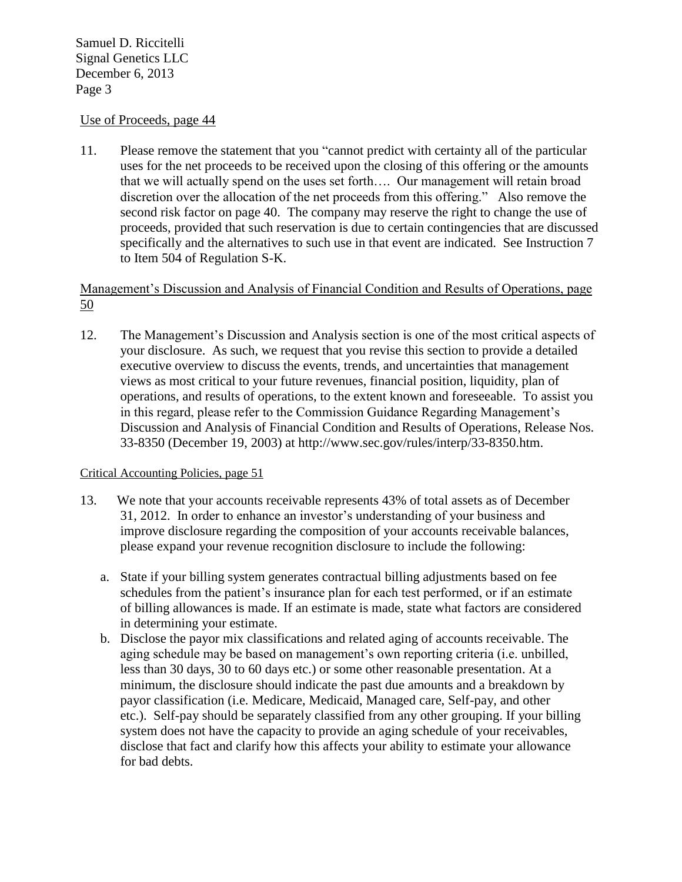Use of Proceeds, page 44

11. Please remove the statement that you "cannot predict with certainty all of the particular uses for the net proceeds to be received upon the closing of this offering or the amounts that we will actually spend on the uses set forth…. Our management will retain broad discretion over the allocation of the net proceeds from this offering." Also remove the second risk factor on page 40. The company may reserve the right to change the use of proceeds, provided that such reservation is due to certain contingencies that are discussed specifically and the alternatives to such use in that event are indicated. See Instruction 7 to Item 504 of Regulation S-K.

Management's Discussion and Analysis of Financial Condition and Results of Operations, page 50

12. The Management's Discussion and Analysis section is one of the most critical aspects of your disclosure. As such, we request that you revise this section to provide a detailed executive overview to discuss the events, trends, and uncertainties that management views as most critical to your future revenues, financial position, liquidity, plan of operations, and results of operations, to the extent known and foreseeable. To assist you in this regard, please refer to the Commission Guidance Regarding Management's Discussion and Analysis of Financial Condition and Results of Operations, Release Nos. 33-8350 (December 19, 2003) at http://www.sec.gov/rules/interp/33-8350.htm.

Critical Accounting Policies, page 51

13. We note that your accounts receivable represents 43% of total assets as of December 31, 2012. In order to enhance an investor's understanding of your business and improve disclosure regarding the composition of your accounts receivable balances, please expand your revenue recognition disclosure to include the following:

   a. State if your billing system generates contractual billing adjustments based on fee schedules from the patient's insurance plan for each test performed, or if an estimate of billing allowances is made. If an estimate is made, state what factors are considered in determining your estimate.
   b. Disclose the payor mix classifications and related aging of accounts receivable. The aging schedule may be based on management's own reporting criteria (i.e. unbilled, less than 30 days, 30 to 60 days etc.) or some other reasonable presentation. At a minimum, the disclosure should indicate the past due amounts and a breakdown by payor classification (i.e. Medicare, Medicaid, Managed care, Self-pay, and other etc.). Self-pay should be separately classified from any other grouping. If your billing system does not have the capacity to provide an aging schedule of your receivables, disclose that fact and clarify how this affects your ability to estimate your allowance for bad debts.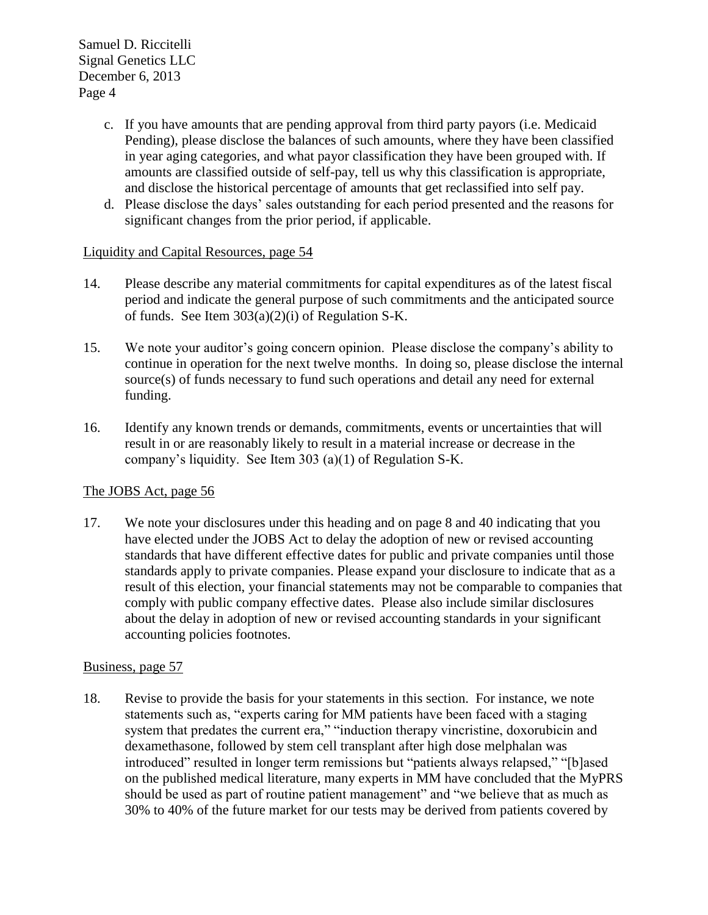c. If you have amounts that are pending approval from third party payors (i.e. Medicaid Pending), please disclose the balances of such amounts, where they have been classified in year aging categories, and what payor classification they have been grouped with. If amounts are classified outside of self-pay, tell us why this classification is appropriate, and disclose the historical percentage of amounts that get reclassified into self pay.

d. Please disclose the days' sales outstanding for each period presented and the reasons for significant changes from the prior period, if applicable.

Liquidity and Capital Resources, page 54

14. Please describe any material commitments for capital expenditures as of the latest fiscal period and indicate the general purpose of such commitments and the anticipated source of funds. See Item 303(a)(2)(i) of Regulation S-K.

15. We note your auditor's going concern opinion. Please disclose the company's ability to continue in operation for the next twelve months. In doing so, please disclose the internal source(s) of funds necessary to fund such operations and detail any need for external funding.

16. Identify any known trends or demands, commitments, events or uncertainties that will result in or are reasonably likely to result in a material increase or decrease in the company's liquidity. See Item 303 (a)(1) of Regulation S-K.

The JOBS Act, page 56

17. We note your disclosures under this heading and on page 8 and 40 indicating that you have elected under the JOBS Act to delay the adoption of new or revised accounting standards that have different effective dates for public and private companies until those standards apply to private companies. Please expand your disclosure to indicate that as a result of this election, your financial statements may not be comparable to companies that comply with public company effective dates. Please also include similar disclosures about the delay in adoption of new or revised accounting standards in your significant accounting policies footnotes.

Business, page 57

18. Revise to provide the basis for your statements in this section. For instance, we note statements such as, "experts caring for MM patients have been faced with a staging system that predates the current era," "induction therapy vincristine, doxorubicin and dexamethasone, followed by stem cell transplant after high dose melphalan was introduced" resulted in longer term remissions but "patients always relapsed," "[b]ased on the published medical literature, many experts in MM have concluded that the MyPRS should be used as part of routine patient management" and "we believe that as much as 30% to 40% of the future market for our tests may be derived from patients covered by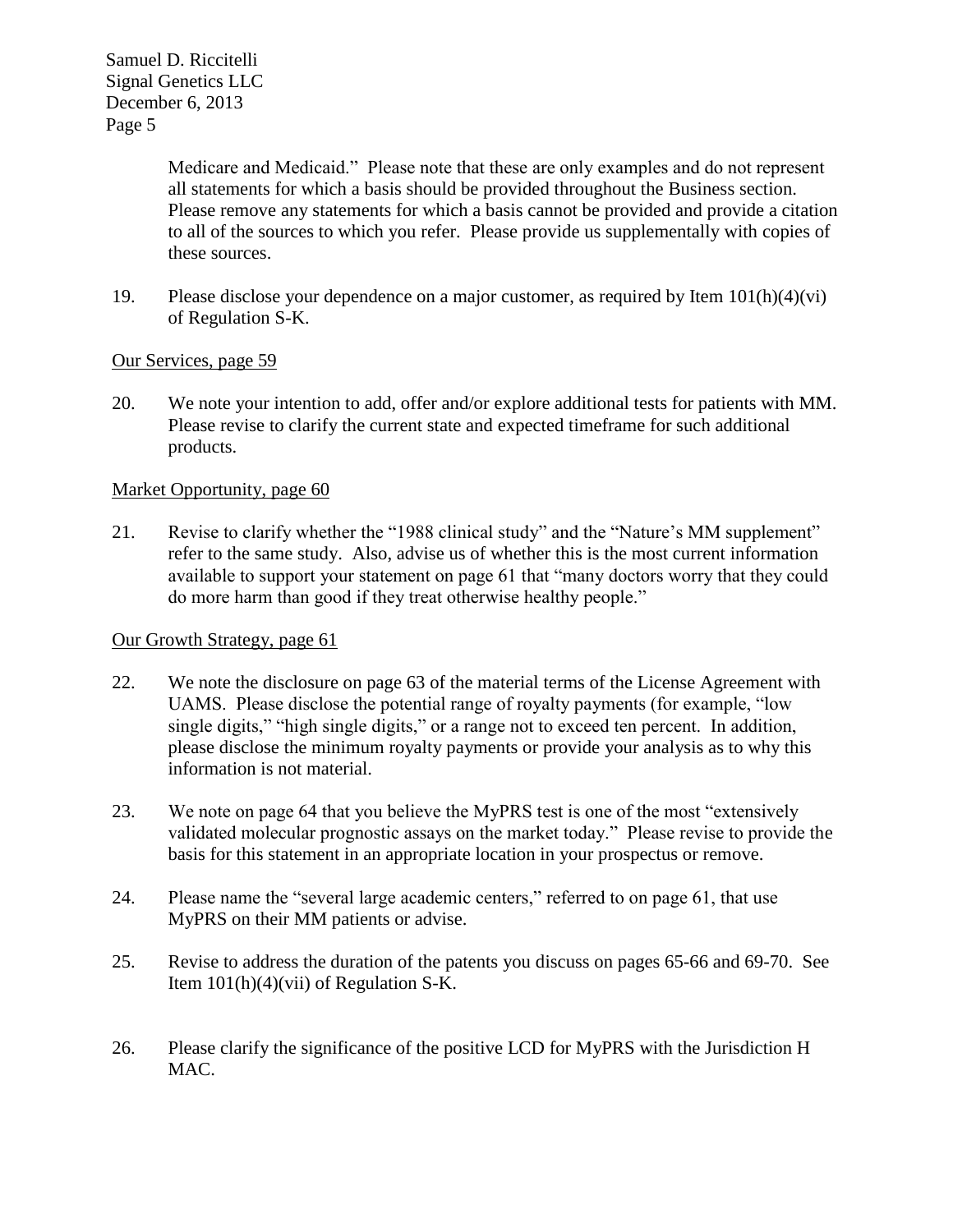Medicare and Medicaid." Please note that these are only examples and do not represent all statements for which a basis should be provided throughout the Business section. Please remove any statements for which a basis cannot be provided and provide a citation to all of the sources to which you refer. Please provide us supplementally with copies of these sources.

19. Please disclose your dependence on a major customer, as required by Item 101(h)(4)(vi) of Regulation S-K.

Our Services, page 59

20. We note your intention to add, offer and/or explore additional tests for patients with MM. Please revise to clarify the current state and expected timeframe for such additional products.

Market Opportunity, page 60

21. Revise to clarify whether the "1988 clinical study" and the "Nature's MM supplement" refer to the same study. Also, advise us of whether this is the most current information available to support your statement on page 61 that "many doctors worry that they could do more harm than good if they treat otherwise healthy people."

Our Growth Strategy, page 61

22. We note the disclosure on page 63 of the material terms of the License Agreement with UAMS. Please disclose the potential range of royalty payments (for example, "low single digits," "high single digits," or a range not to exceed ten percent. In addition, please disclose the minimum royalty payments or provide your analysis as to why this information is not material.

23. We note on page 64 that you believe the MyPRS test is one of the most "extensively validated molecular prognostic assays on the market today." Please revise to provide the basis for this statement in an appropriate location in your prospectus or remove.

24. Please name the "several large academic centers," referred to on page 61, that use MyPRS on their MM patients or advise.

25. Revise to address the duration of the patents you discuss on pages 65-66 and 69-70. See Item 101(h)(4)(vii) of Regulation S-K.

26. Please clarify the significance of the positive LCD for MyPRS with the Jurisdiction H MAC.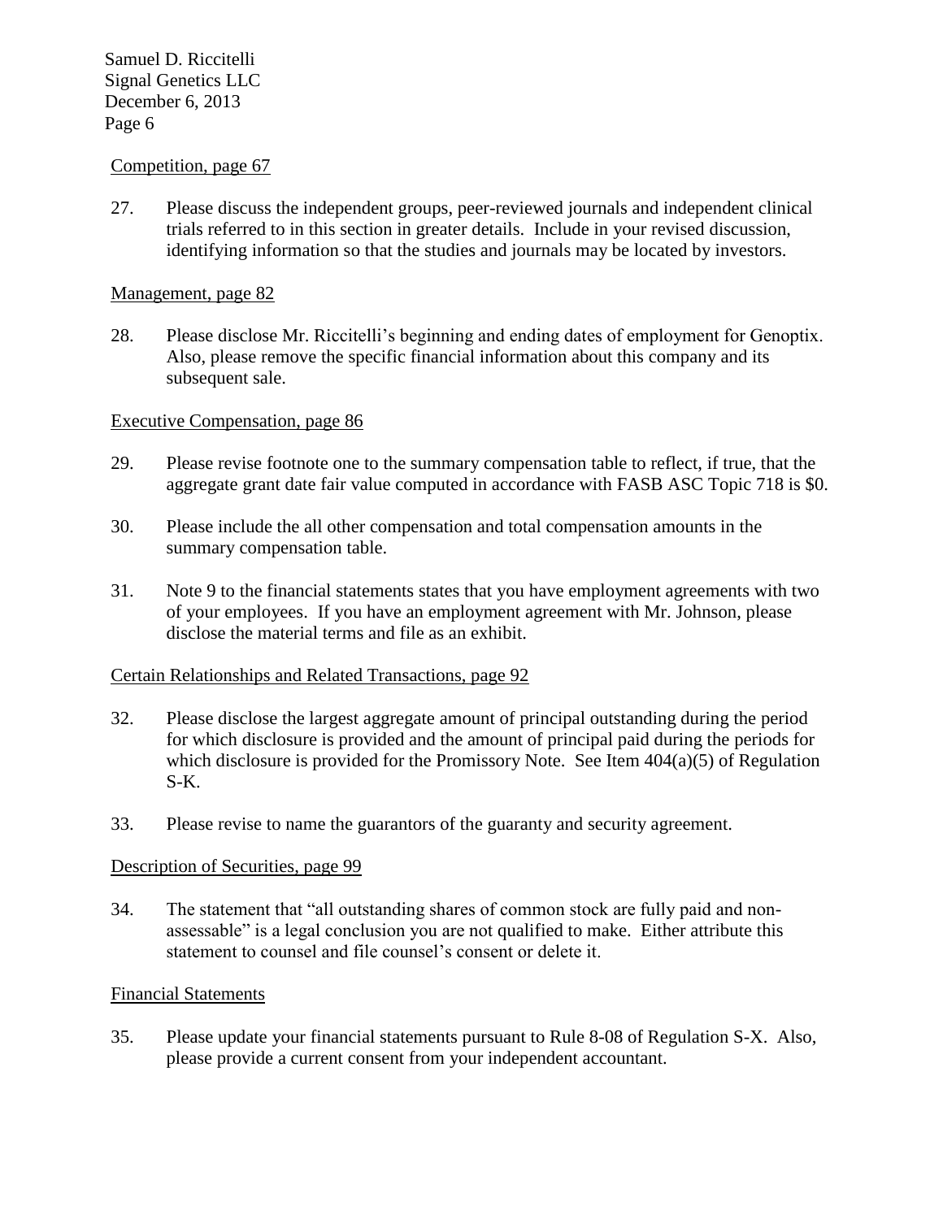Competition, page 67

27. Please discuss the independent groups, peer-reviewed journals and independent clinical trials referred to in this section in greater details. Include in your revised discussion, identifying information so that the studies and journals may be located by investors.

Management, page 82

28. Please disclose Mr. Riccitelli's beginning and ending dates of employment for Genoptix. Also, please remove the specific financial information about this company and its subsequent sale.

Executive Compensation, page 86

29. Please revise footnote one to the summary compensation table to reflect, if true, that the aggregate grant date fair value computed in accordance with FASB ASC Topic 718 is $0.

30. Please include the all other compensation and total compensation amounts in the summary compensation table.

31. Note 9 to the financial statements states that you have employment agreements with two of your employees. If you have an employment agreement with Mr. Johnson, please disclose the material terms and file as an exhibit.

Certain Relationships and Related Transactions, page 92

32. Please disclose the largest aggregate amount of principal outstanding during the period for which disclosure is provided and the amount of principal paid during the periods for which disclosure is provided for the Promissory Note. See Item 404(a)(5) of Regulation S-K.

33. Please revise to name the guarantors of the guaranty and security agreement.

Description of Securities, page 99

34. The statement that "all outstanding shares of common stock are fully paid and non-assessable" is a legal conclusion you are not qualified to make. Either attribute this statement to counsel and file counsel's consent or delete it.

Financial Statements

35. Please update your financial statements pursuant to Rule 8-08 of Regulation S-X. Also, please provide a current consent from your independent accountant.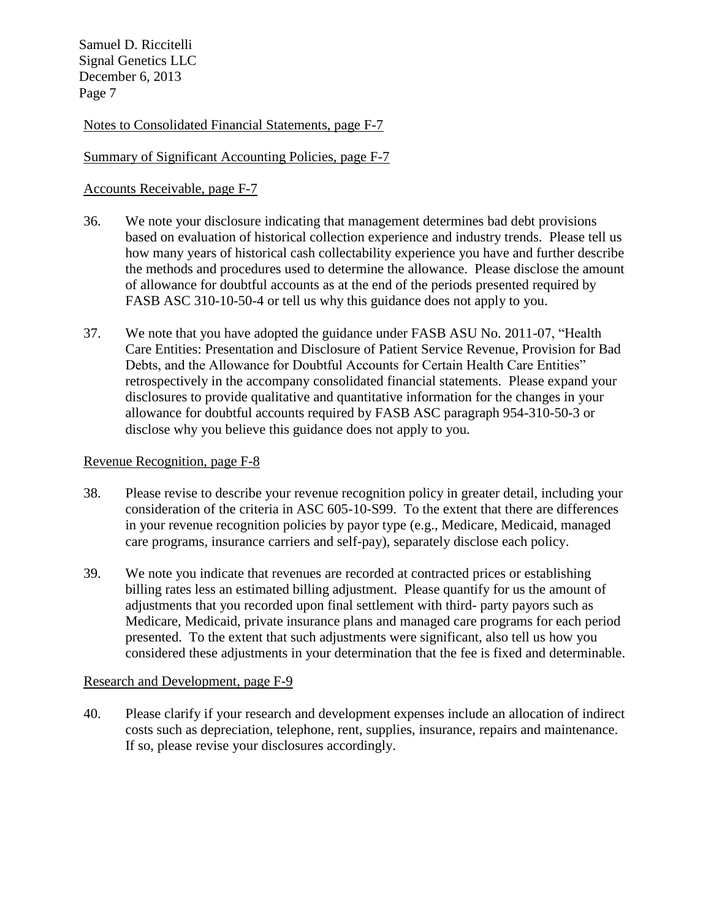Notes to Consolidated Financial Statements, page F-7

Summary of Significant Accounting Policies, page F-7

Accounts Receivable, page F-7

36. We note your disclosure indicating that management determines bad debt provisions based on evaluation of historical collection experience and industry trends. Please tell us how many years of historical cash collectability experience you have and further describe the methods and procedures used to determine the allowance. Please disclose the amount of allowance for doubtful accounts as at the end of the periods presented required by FASB ASC 310-10-50-4 or tell us why this guidance does not apply to you.

37. We note that you have adopted the guidance under FASB ASU No. 2011-07, "Health Care Entities: Presentation and Disclosure of Patient Service Revenue, Provision for Bad Debts, and the Allowance for Doubtful Accounts for Certain Health Care Entities" retrospectively in the accompany consolidated financial statements. Please expand your disclosures to provide qualitative and quantitative information for the changes in your allowance for doubtful accounts required by FASB ASC paragraph 954-310-50-3 or disclose why you believe this guidance does not apply to you.

Revenue Recognition, page F-8

38. Please revise to describe your revenue recognition policy in greater detail, including your consideration of the criteria in ASC 605-10-S99. To the extent that there are differences in your revenue recognition policies by payor type (e.g., Medicare, Medicaid, managed care programs, insurance carriers and self-pay), separately disclose each policy.

39. We note you indicate that revenues are recorded at contracted prices or establishing billing rates less an estimated billing adjustment. Please quantify for us the amount of adjustments that you recorded upon final settlement with third- party payors such as Medicare, Medicaid, private insurance plans and managed care programs for each period presented. To the extent that such adjustments were significant, also tell us how you considered these adjustments in your determination that the fee is fixed and determinable.

Research and Development, page F-9

40. Please clarify if your research and development expenses include an allocation of indirect costs such as depreciation, telephone, rent, supplies, insurance, repairs and maintenance. If so, please revise your disclosures accordingly.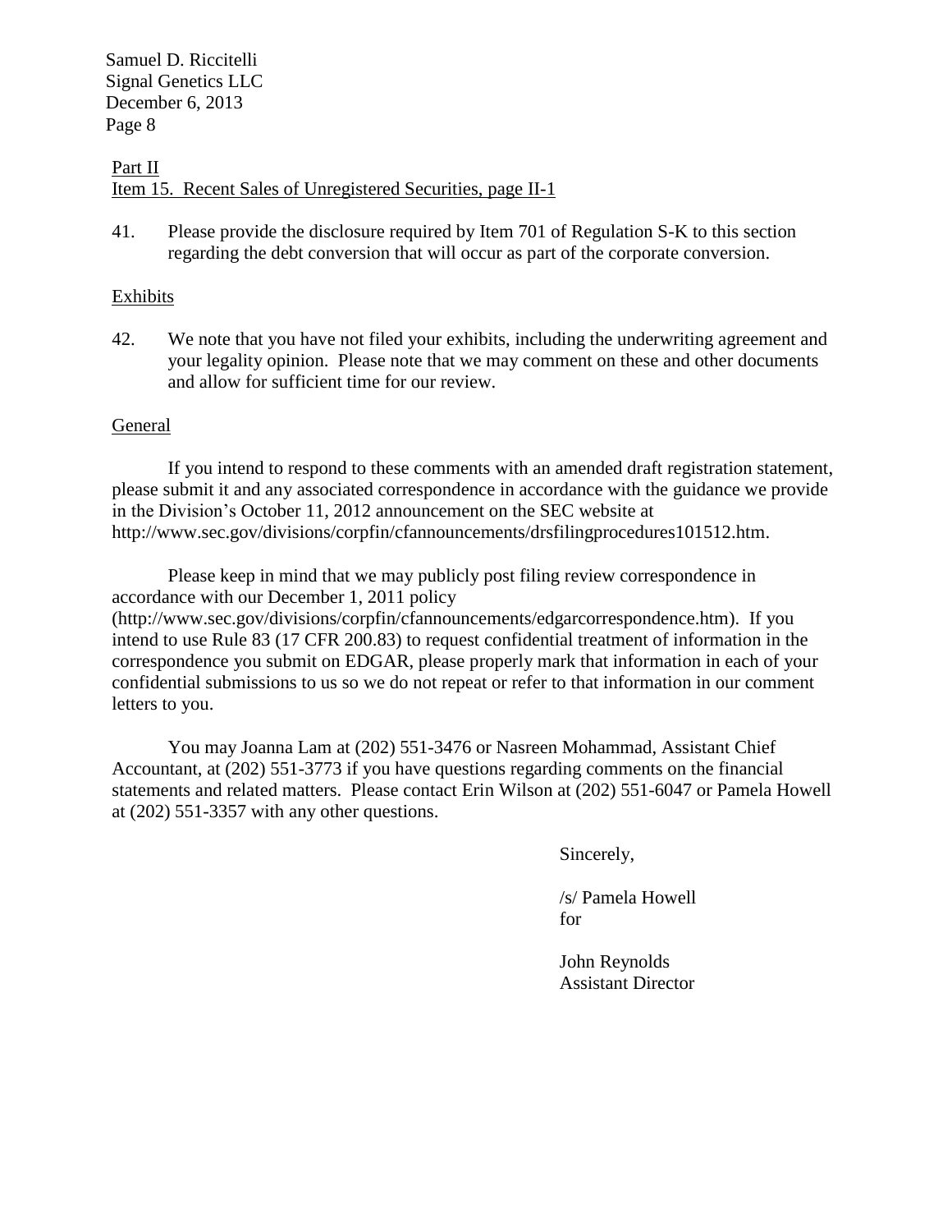Part II

Item 15. Recent Sales of Unregistered Securities, page II-1

41. Please provide the disclosure required by Item 701 of Regulation S-K to this section regarding the debt conversion that will occur as part of the corporate conversion.

Exhibits

42. We note that you have not filed your exhibits, including the underwriting agreement and your legality opinion. Please note that we may comment on these and other documents and allow for sufficient time for our review.

General

If you intend to respond to these comments with an amended draft registration statement, please submit it and any associated correspondence in accordance with the guidance we provide in the Division's October 11, 2012 announcement on the SEC website at http://www.sec.gov/divisions/corpfin/cfannouncements/drsfilingprocedures101512.htm.

Please keep in mind that we may publicly post filing review correspondence in accordance with our December 1, 2011 policy (http://www.sec.gov/divisions/corpfin/cfannouncements/edgarcorrespondence.htm). If you intend to use Rule 83 (17 CFR 200.83) to request confidential treatment of information in the correspondence you submit on EDGAR, please properly mark that information in each of your confidential submissions to us so we do not repeat or refer to that information in our comment letters to you.

You may Joanna Lam at (202) 551-3476 or Nasreen Mohammad, Assistant Chief Accountant, at (202) 551-3773 if you have questions regarding comments on the financial statements and related matters. Please contact Erin Wilson at (202) 551-6047 or Pamela Howell at (202) 551-3357 with any other questions.

Sincerely,

/s/ Pamela Howell
for

John Reynolds
Assistant Director